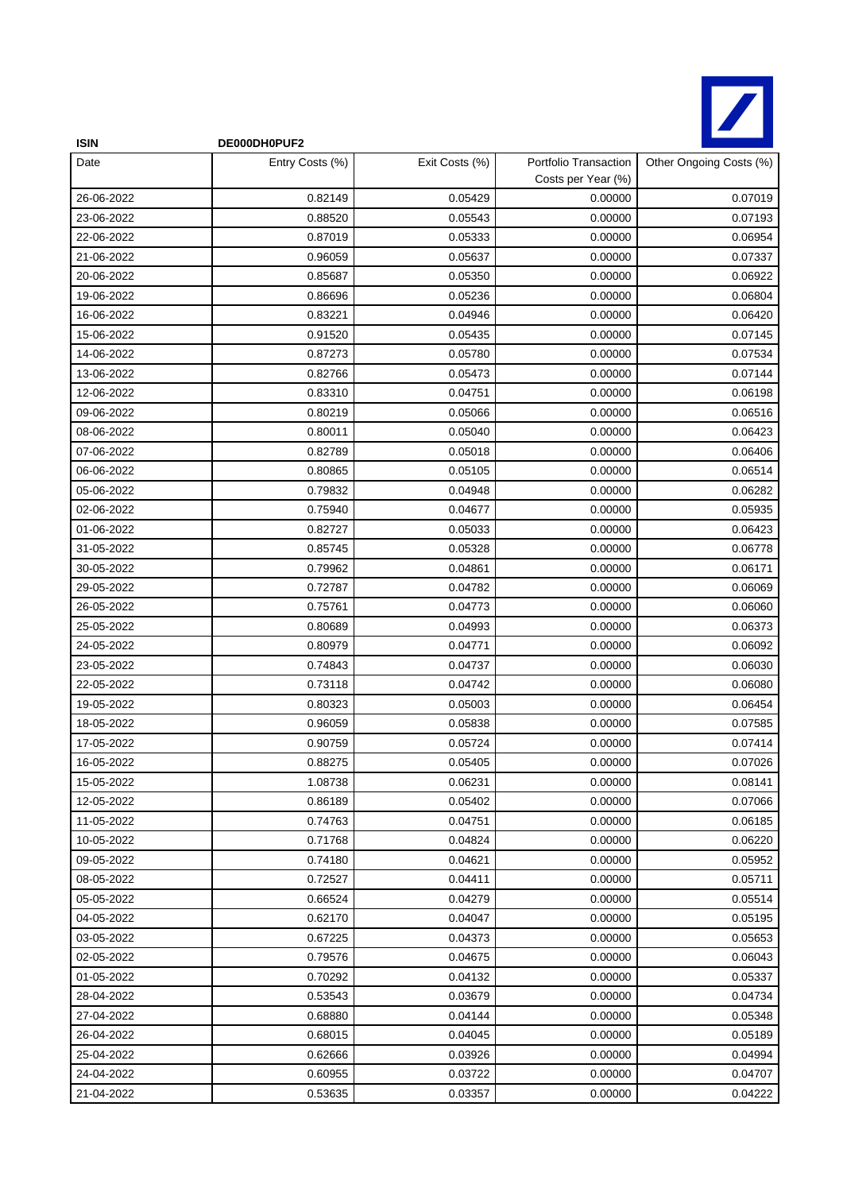| ISIN | DE000DH0PUF2 | | | |
|---|---|---|---|---|
| Date | Entry Costs (%) | Exit Costs (%) | Portfolio Transaction Costs per Year (%) | Other Ongoing Costs (%) |
| 26-06-2022 | 0.82149 | 0.05429 | 0.00000 | 0.07019 |
| 23-06-2022 | 0.88520 | 0.05543 | 0.00000 | 0.07193 |
| 22-06-2022 | 0.87019 | 0.05333 | 0.00000 | 0.06954 |
| 21-06-2022 | 0.96059 | 0.05637 | 0.00000 | 0.07337 |
| 20-06-2022 | 0.85687 | 0.05350 | 0.00000 | 0.06922 |
| 19-06-2022 | 0.86696 | 0.05236 | 0.00000 | 0.06804 |
| 16-06-2022 | 0.83221 | 0.04946 | 0.00000 | 0.06420 |
| 15-06-2022 | 0.91520 | 0.05435 | 0.00000 | 0.07145 |
| 14-06-2022 | 0.87273 | 0.05780 | 0.00000 | 0.07534 |
| 13-06-2022 | 0.82766 | 0.05473 | 0.00000 | 0.07144 |
| 12-06-2022 | 0.83310 | 0.04751 | 0.00000 | 0.06198 |
| 09-06-2022 | 0.80219 | 0.05066 | 0.00000 | 0.06516 |
| 08-06-2022 | 0.80011 | 0.05040 | 0.00000 | 0.06423 |
| 07-06-2022 | 0.82789 | 0.05018 | 0.00000 | 0.06406 |
| 06-06-2022 | 0.80865 | 0.05105 | 0.00000 | 0.06514 |
| 05-06-2022 | 0.79832 | 0.04948 | 0.00000 | 0.06282 |
| 02-06-2022 | 0.75940 | 0.04677 | 0.00000 | 0.05935 |
| 01-06-2022 | 0.82727 | 0.05033 | 0.00000 | 0.06423 |
| 31-05-2022 | 0.85745 | 0.05328 | 0.00000 | 0.06778 |
| 30-05-2022 | 0.79962 | 0.04861 | 0.00000 | 0.06171 |
| 29-05-2022 | 0.72787 | 0.04782 | 0.00000 | 0.06069 |
| 26-05-2022 | 0.75761 | 0.04773 | 0.00000 | 0.06060 |
| 25-05-2022 | 0.80689 | 0.04993 | 0.00000 | 0.06373 |
| 24-05-2022 | 0.80979 | 0.04771 | 0.00000 | 0.06092 |
| 23-05-2022 | 0.74843 | 0.04737 | 0.00000 | 0.06030 |
| 22-05-2022 | 0.73118 | 0.04742 | 0.00000 | 0.06080 |
| 19-05-2022 | 0.80323 | 0.05003 | 0.00000 | 0.06454 |
| 18-05-2022 | 0.96059 | 0.05838 | 0.00000 | 0.07585 |
| 17-05-2022 | 0.90759 | 0.05724 | 0.00000 | 0.07414 |
| 16-05-2022 | 0.88275 | 0.05405 | 0.00000 | 0.07026 |
| 15-05-2022 | 1.08738 | 0.06231 | 0.00000 | 0.08141 |
| 12-05-2022 | 0.86189 | 0.05402 | 0.00000 | 0.07066 |
| 11-05-2022 | 0.74763 | 0.04751 | 0.00000 | 0.06185 |
| 10-05-2022 | 0.71768 | 0.04824 | 0.00000 | 0.06220 |
| 09-05-2022 | 0.74180 | 0.04621 | 0.00000 | 0.05952 |
| 08-05-2022 | 0.72527 | 0.04411 | 0.00000 | 0.05711 |
| 05-05-2022 | 0.66524 | 0.04279 | 0.00000 | 0.05514 |
| 04-05-2022 | 0.62170 | 0.04047 | 0.00000 | 0.05195 |
| 03-05-2022 | 0.67225 | 0.04373 | 0.00000 | 0.05653 |
| 02-05-2022 | 0.79576 | 0.04675 | 0.00000 | 0.06043 |
| 01-05-2022 | 0.70292 | 0.04132 | 0.00000 | 0.05337 |
| 28-04-2022 | 0.53543 | 0.03679 | 0.00000 | 0.04734 |
| 27-04-2022 | 0.68880 | 0.04144 | 0.00000 | 0.05348 |
| 26-04-2022 | 0.68015 | 0.04045 | 0.00000 | 0.05189 |
| 25-04-2022 | 0.62666 | 0.03926 | 0.00000 | 0.04994 |
| 24-04-2022 | 0.60955 | 0.03722 | 0.00000 | 0.04707 |
| 21-04-2022 | 0.53635 | 0.03357 | 0.00000 | 0.04222 |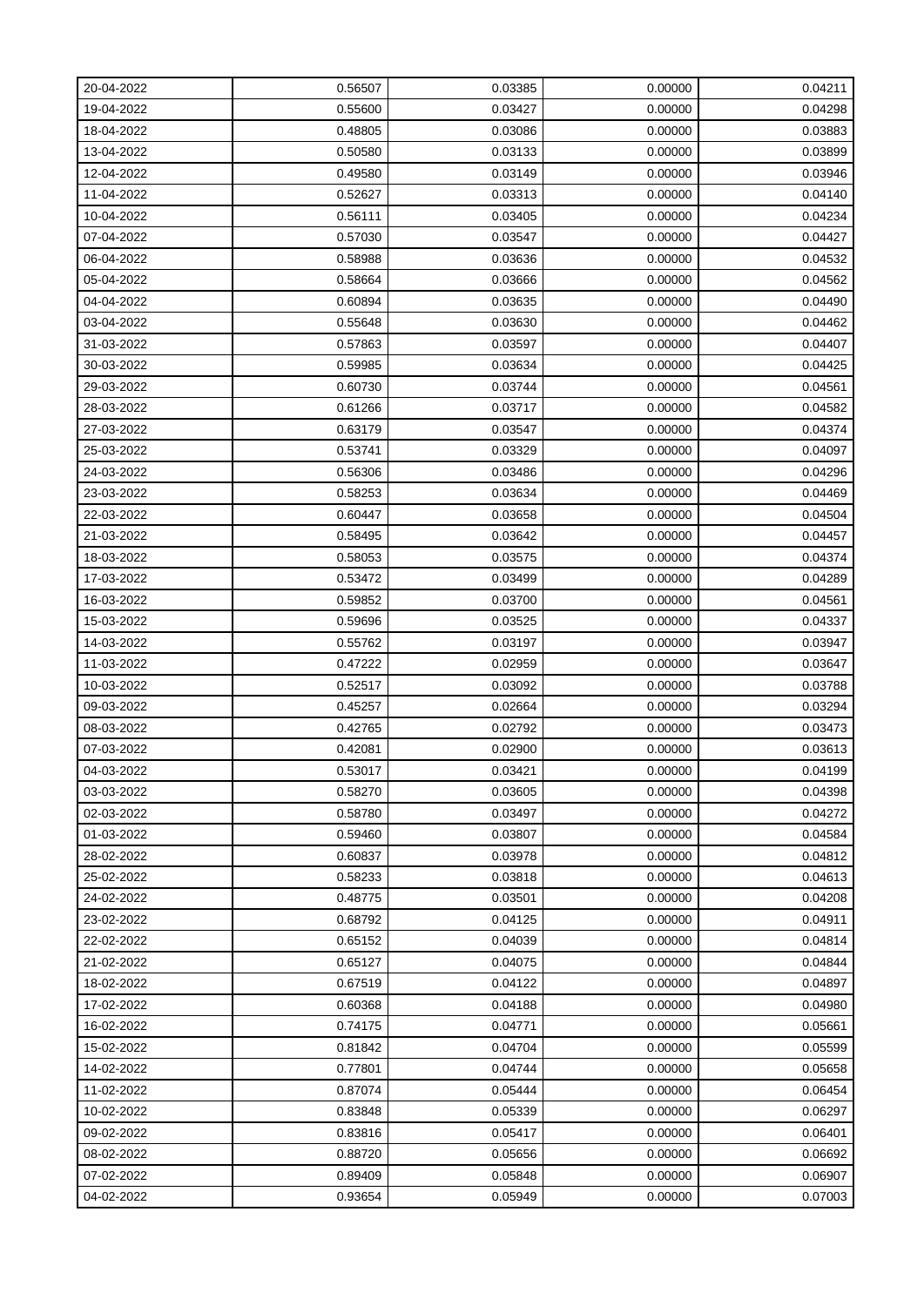| 20-04-2022 | 0.56507 | 0.03385 | 0.00000 | 0.04211 |
|---|---|---|---|---|
| 19-04-2022 | 0.55600 | 0.03427 | 0.00000 | 0.04298 |
| 18-04-2022 | 0.48805 | 0.03086 | 0.00000 | 0.03883 |
| 13-04-2022 | 0.50580 | 0.03133 | 0.00000 | 0.03899 |
| 12-04-2022 | 0.49580 | 0.03149 | 0.00000 | 0.03946 |
| 11-04-2022 | 0.52627 | 0.03313 | 0.00000 | 0.04140 |
| 10-04-2022 | 0.56111 | 0.03405 | 0.00000 | 0.04234 |
| 07-04-2022 | 0.57030 | 0.03547 | 0.00000 | 0.04427 |
| 06-04-2022 | 0.58988 | 0.03636 | 0.00000 | 0.04532 |
| 05-04-2022 | 0.58664 | 0.03666 | 0.00000 | 0.04562 |
| 04-04-2022 | 0.60894 | 0.03635 | 0.00000 | 0.04490 |
| 03-04-2022 | 0.55648 | 0.03630 | 0.00000 | 0.04462 |
| 31-03-2022 | 0.57863 | 0.03597 | 0.00000 | 0.04407 |
| 30-03-2022 | 0.59985 | 0.03634 | 0.00000 | 0.04425 |
| 29-03-2022 | 0.60730 | 0.03744 | 0.00000 | 0.04561 |
| 28-03-2022 | 0.61266 | 0.03717 | 0.00000 | 0.04582 |
| 27-03-2022 | 0.63179 | 0.03547 | 0.00000 | 0.04374 |
| 25-03-2022 | 0.53741 | 0.03329 | 0.00000 | 0.04097 |
| 24-03-2022 | 0.56306 | 0.03486 | 0.00000 | 0.04296 |
| 23-03-2022 | 0.58253 | 0.03634 | 0.00000 | 0.04469 |
| 22-03-2022 | 0.60447 | 0.03658 | 0.00000 | 0.04504 |
| 21-03-2022 | 0.58495 | 0.03642 | 0.00000 | 0.04457 |
| 18-03-2022 | 0.58053 | 0.03575 | 0.00000 | 0.04374 |
| 17-03-2022 | 0.53472 | 0.03499 | 0.00000 | 0.04289 |
| 16-03-2022 | 0.59852 | 0.03700 | 0.00000 | 0.04561 |
| 15-03-2022 | 0.59696 | 0.03525 | 0.00000 | 0.04337 |
| 14-03-2022 | 0.55762 | 0.03197 | 0.00000 | 0.03947 |
| 11-03-2022 | 0.47222 | 0.02959 | 0.00000 | 0.03647 |
| 10-03-2022 | 0.52517 | 0.03092 | 0.00000 | 0.03788 |
| 09-03-2022 | 0.45257 | 0.02664 | 0.00000 | 0.03294 |
| 08-03-2022 | 0.42765 | 0.02792 | 0.00000 | 0.03473 |
| 07-03-2022 | 0.42081 | 0.02900 | 0.00000 | 0.03613 |
| 04-03-2022 | 0.53017 | 0.03421 | 0.00000 | 0.04199 |
| 03-03-2022 | 0.58270 | 0.03605 | 0.00000 | 0.04398 |
| 02-03-2022 | 0.58780 | 0.03497 | 0.00000 | 0.04272 |
| 01-03-2022 | 0.59460 | 0.03807 | 0.00000 | 0.04584 |
| 28-02-2022 | 0.60837 | 0.03978 | 0.00000 | 0.04812 |
| 25-02-2022 | 0.58233 | 0.03818 | 0.00000 | 0.04613 |
| 24-02-2022 | 0.48775 | 0.03501 | 0.00000 | 0.04208 |
| 23-02-2022 | 0.68792 | 0.04125 | 0.00000 | 0.04911 |
| 22-02-2022 | 0.65152 | 0.04039 | 0.00000 | 0.04814 |
| 21-02-2022 | 0.65127 | 0.04075 | 0.00000 | 0.04844 |
| 18-02-2022 | 0.67519 | 0.04122 | 0.00000 | 0.04897 |
| 17-02-2022 | 0.60368 | 0.04188 | 0.00000 | 0.04980 |
| 16-02-2022 | 0.74175 | 0.04771 | 0.00000 | 0.05661 |
| 15-02-2022 | 0.81842 | 0.04704 | 0.00000 | 0.05599 |
| 14-02-2022 | 0.77801 | 0.04744 | 0.00000 | 0.05658 |
| 11-02-2022 | 0.87074 | 0.05444 | 0.00000 | 0.06454 |
| 10-02-2022 | 0.83848 | 0.05339 | 0.00000 | 0.06297 |
| 09-02-2022 | 0.83816 | 0.05417 | 0.00000 | 0.06401 |
| 08-02-2022 | 0.88720 | 0.05656 | 0.00000 | 0.06692 |
| 07-02-2022 | 0.89409 | 0.05848 | 0.00000 | 0.06907 |
| 04-02-2022 | 0.93654 | 0.05949 | 0.00000 | 0.07003 |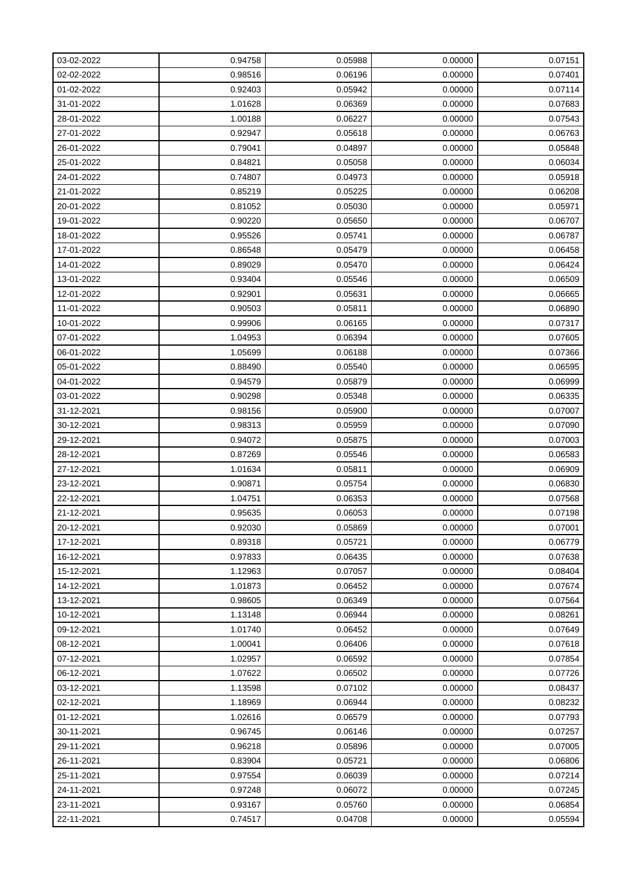| 03-02-2022 | 0.94758 | 0.05988 | 0.00000 | 0.07151 |
|---|---|---|---|---|
| 02-02-2022 | 0.98516 | 0.06196 | 0.00000 | 0.07401 |
| 01-02-2022 | 0.92403 | 0.05942 | 0.00000 | 0.07114 |
| 31-01-2022 | 1.01628 | 0.06369 | 0.00000 | 0.07683 |
| 28-01-2022 | 1.00188 | 0.06227 | 0.00000 | 0.07543 |
| 27-01-2022 | 0.92947 | 0.05618 | 0.00000 | 0.06763 |
| 26-01-2022 | 0.79041 | 0.04897 | 0.00000 | 0.05848 |
| 25-01-2022 | 0.84821 | 0.05058 | 0.00000 | 0.06034 |
| 24-01-2022 | 0.74807 | 0.04973 | 0.00000 | 0.05918 |
| 21-01-2022 | 0.85219 | 0.05225 | 0.00000 | 0.06208 |
| 20-01-2022 | 0.81052 | 0.05030 | 0.00000 | 0.05971 |
| 19-01-2022 | 0.90220 | 0.05650 | 0.00000 | 0.06707 |
| 18-01-2022 | 0.95526 | 0.05741 | 0.00000 | 0.06787 |
| 17-01-2022 | 0.86548 | 0.05479 | 0.00000 | 0.06458 |
| 14-01-2022 | 0.89029 | 0.05470 | 0.00000 | 0.06424 |
| 13-01-2022 | 0.93404 | 0.05546 | 0.00000 | 0.06509 |
| 12-01-2022 | 0.92901 | 0.05631 | 0.00000 | 0.06665 |
| 11-01-2022 | 0.90503 | 0.05811 | 0.00000 | 0.06890 |
| 10-01-2022 | 0.99906 | 0.06165 | 0.00000 | 0.07317 |
| 07-01-2022 | 1.04953 | 0.06394 | 0.00000 | 0.07605 |
| 06-01-2022 | 1.05699 | 0.06188 | 0.00000 | 0.07366 |
| 05-01-2022 | 0.88490 | 0.05540 | 0.00000 | 0.06595 |
| 04-01-2022 | 0.94579 | 0.05879 | 0.00000 | 0.06999 |
| 03-01-2022 | 0.90298 | 0.05348 | 0.00000 | 0.06335 |
| 31-12-2021 | 0.98156 | 0.05900 | 0.00000 | 0.07007 |
| 30-12-2021 | 0.98313 | 0.05959 | 0.00000 | 0.07090 |
| 29-12-2021 | 0.94072 | 0.05875 | 0.00000 | 0.07003 |
| 28-12-2021 | 0.87269 | 0.05546 | 0.00000 | 0.06583 |
| 27-12-2021 | 1.01634 | 0.05811 | 0.00000 | 0.06909 |
| 23-12-2021 | 0.90871 | 0.05754 | 0.00000 | 0.06830 |
| 22-12-2021 | 1.04751 | 0.06353 | 0.00000 | 0.07568 |
| 21-12-2021 | 0.95635 | 0.06053 | 0.00000 | 0.07198 |
| 20-12-2021 | 0.92030 | 0.05869 | 0.00000 | 0.07001 |
| 17-12-2021 | 0.89318 | 0.05721 | 0.00000 | 0.06779 |
| 16-12-2021 | 0.97833 | 0.06435 | 0.00000 | 0.07638 |
| 15-12-2021 | 1.12963 | 0.07057 | 0.00000 | 0.08404 |
| 14-12-2021 | 1.01873 | 0.06452 | 0.00000 | 0.07674 |
| 13-12-2021 | 0.98605 | 0.06349 | 0.00000 | 0.07564 |
| 10-12-2021 | 1.13148 | 0.06944 | 0.00000 | 0.08261 |
| 09-12-2021 | 1.01740 | 0.06452 | 0.00000 | 0.07649 |
| 08-12-2021 | 1.00041 | 0.06406 | 0.00000 | 0.07618 |
| 07-12-2021 | 1.02957 | 0.06592 | 0.00000 | 0.07854 |
| 06-12-2021 | 1.07622 | 0.06502 | 0.00000 | 0.07726 |
| 03-12-2021 | 1.13598 | 0.07102 | 0.00000 | 0.08437 |
| 02-12-2021 | 1.18969 | 0.06944 | 0.00000 | 0.08232 |
| 01-12-2021 | 1.02616 | 0.06579 | 0.00000 | 0.07793 |
| 30-11-2021 | 0.96745 | 0.06146 | 0.00000 | 0.07257 |
| 29-11-2021 | 0.96218 | 0.05896 | 0.00000 | 0.07005 |
| 26-11-2021 | 0.83904 | 0.05721 | 0.00000 | 0.06806 |
| 25-11-2021 | 0.97554 | 0.06039 | 0.00000 | 0.07214 |
| 24-11-2021 | 0.97248 | 0.06072 | 0.00000 | 0.07245 |
| 23-11-2021 | 0.93167 | 0.05760 | 0.00000 | 0.06854 |
| 22-11-2021 | 0.74517 | 0.04708 | 0.00000 | 0.05594 |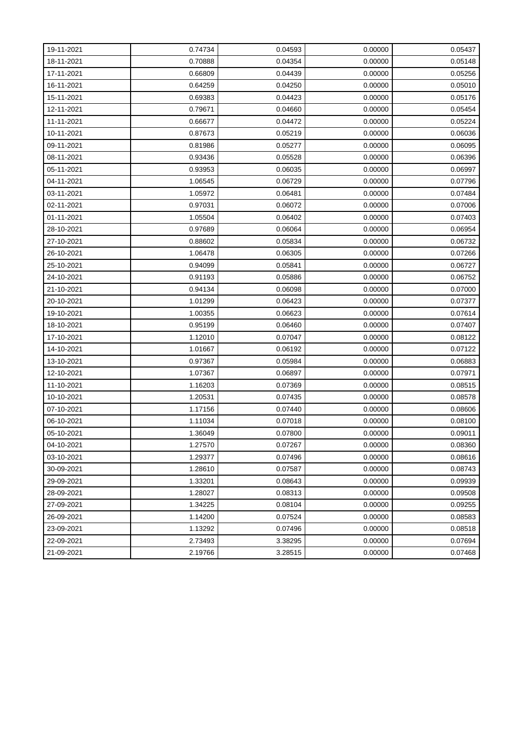| | | | | |
|---|---|---|---|---|
| 19-11-2021 | 0.74734 | 0.04593 | 0.00000 | 0.05437 |
| 18-11-2021 | 0.70888 | 0.04354 | 0.00000 | 0.05148 |
| 17-11-2021 | 0.66809 | 0.04439 | 0.00000 | 0.05256 |
| 16-11-2021 | 0.64259 | 0.04250 | 0.00000 | 0.05010 |
| 15-11-2021 | 0.69383 | 0.04423 | 0.00000 | 0.05176 |
| 12-11-2021 | 0.79671 | 0.04660 | 0.00000 | 0.05454 |
| 11-11-2021 | 0.66677 | 0.04472 | 0.00000 | 0.05224 |
| 10-11-2021 | 0.87673 | 0.05219 | 0.00000 | 0.06036 |
| 09-11-2021 | 0.81986 | 0.05277 | 0.00000 | 0.06095 |
| 08-11-2021 | 0.93436 | 0.05528 | 0.00000 | 0.06396 |
| 05-11-2021 | 0.93953 | 0.06035 | 0.00000 | 0.06997 |
| 04-11-2021 | 1.06545 | 0.06729 | 0.00000 | 0.07796 |
| 03-11-2021 | 1.05972 | 0.06481 | 0.00000 | 0.07484 |
| 02-11-2021 | 0.97031 | 0.06072 | 0.00000 | 0.07006 |
| 01-11-2021 | 1.05504 | 0.06402 | 0.00000 | 0.07403 |
| 28-10-2021 | 0.97689 | 0.06064 | 0.00000 | 0.06954 |
| 27-10-2021 | 0.88602 | 0.05834 | 0.00000 | 0.06732 |
| 26-10-2021 | 1.06478 | 0.06305 | 0.00000 | 0.07266 |
| 25-10-2021 | 0.94099 | 0.05841 | 0.00000 | 0.06727 |
| 24-10-2021 | 0.91193 | 0.05886 | 0.00000 | 0.06752 |
| 21-10-2021 | 0.94134 | 0.06098 | 0.00000 | 0.07000 |
| 20-10-2021 | 1.01299 | 0.06423 | 0.00000 | 0.07377 |
| 19-10-2021 | 1.00355 | 0.06623 | 0.00000 | 0.07614 |
| 18-10-2021 | 0.95199 | 0.06460 | 0.00000 | 0.07407 |
| 17-10-2021 | 1.12010 | 0.07047 | 0.00000 | 0.08122 |
| 14-10-2021 | 1.01667 | 0.06192 | 0.00000 | 0.07122 |
| 13-10-2021 | 0.97367 | 0.05984 | 0.00000 | 0.06883 |
| 12-10-2021 | 1.07367 | 0.06897 | 0.00000 | 0.07971 |
| 11-10-2021 | 1.16203 | 0.07369 | 0.00000 | 0.08515 |
| 10-10-2021 | 1.20531 | 0.07435 | 0.00000 | 0.08578 |
| 07-10-2021 | 1.17156 | 0.07440 | 0.00000 | 0.08606 |
| 06-10-2021 | 1.11034 | 0.07018 | 0.00000 | 0.08100 |
| 05-10-2021 | 1.36049 | 0.07800 | 0.00000 | 0.09011 |
| 04-10-2021 | 1.27570 | 0.07267 | 0.00000 | 0.08360 |
| 03-10-2021 | 1.29377 | 0.07496 | 0.00000 | 0.08616 |
| 30-09-2021 | 1.28610 | 0.07587 | 0.00000 | 0.08743 |
| 29-09-2021 | 1.33201 | 0.08643 | 0.00000 | 0.09939 |
| 28-09-2021 | 1.28027 | 0.08313 | 0.00000 | 0.09508 |
| 27-09-2021 | 1.34225 | 0.08104 | 0.00000 | 0.09255 |
| 26-09-2021 | 1.14200 | 0.07524 | 0.00000 | 0.08583 |
| 23-09-2021 | 1.13292 | 0.07496 | 0.00000 | 0.08518 |
| 22-09-2021 | 2.73493 | 3.38295 | 0.00000 | 0.07694 |
| 21-09-2021 | 2.19766 | 3.28515 | 0.00000 | 0.07468 |